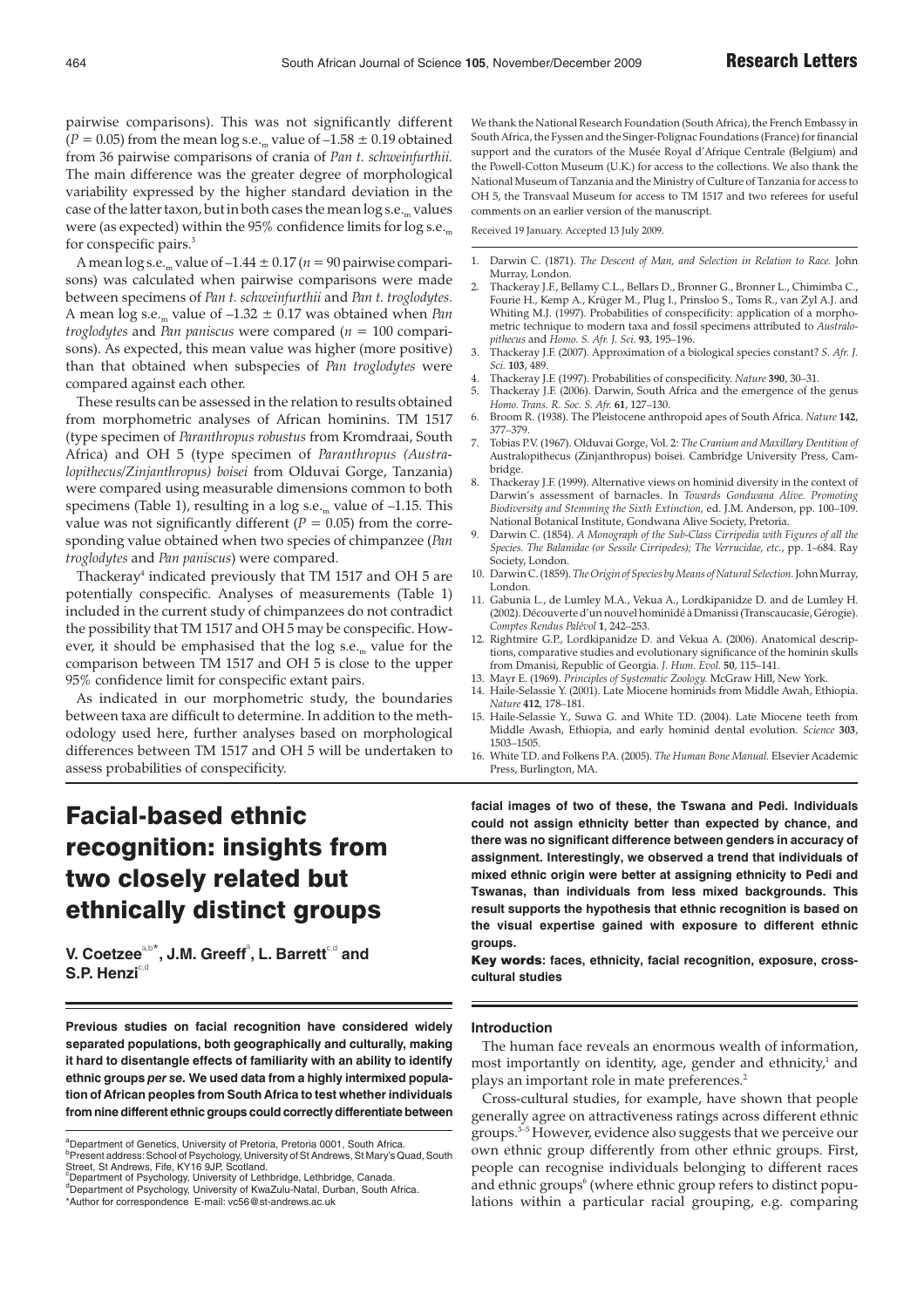pairwise comparisons). This was not significantly different ($P = 0.05$) from the mean log s.e.$_m$ value of –1.58 ± 0.19 obtained from 36 pairwise comparisons of crania of *Pan t. schweinfurthii.* The main difference was the greater degree of morphological variability expressed by the higher standard deviation in the case of the latter taxon, but in both cases the mean log s.e.$_m$ values were (as expected) within the 95% confidence limits for log s.e.$_m$ for conspecific pairs.[3]

A mean log s.e.$_m$ value of –1.44 ± 0.17 ($n = 90$ pairwise comparisons) was calculated when pairwise comparisons were made between specimens of *Pan t. schweinfurthii* and *Pan t. troglodytes.* A mean log s.e.$_m$ value of –1.32 ± 0.17 was obtained when *Pan troglodytes* and *Pan paniscus* were compared ($n = 100$ comparisons). As expected, this mean value was higher (more positive) than that obtained when subspecies of *Pan troglodytes* were compared against each other.

These results can be assessed in the relation to results obtained from morphometric analyses of African hominins. TM 1517 (type specimen of *Paranthropus robustus* from Kromdraai, South Africa) and OH 5 (type specimen of *Paranthropus (Australopithecus/Zinjanthropus) boisei* from Olduvai Gorge, Tanzania) were compared using measurable dimensions common to both specimens (Table 1), resulting in a log s.e.$_m$ value of –1.15. This value was not significantly different ($P = 0.05$) from the corresponding value obtained when two species of chimpanzee (*Pan troglodytes* and *Pan paniscus*) were compared.

Thackeray[4] indicated previously that TM 1517 and OH 5 are potentially conspecific. Analyses of measurements (Table 1) included in the current study of chimpanzees do not contradict the possibility that TM 1517 and OH 5 may be conspecific. However, it should be emphasised that the log s.e.$_m$ value for the comparison between TM 1517 and OH 5 is close to the upper 95% confidence limit for conspecific extant pairs.

As indicated in our morphometric study, the boundaries between taxa are difficult to determine. In addition to the methodology used here, further analyses based on morphological differences between TM 1517 and OH 5 will be undertaken to assess probabilities of conspecificity.

We thank the National Research Foundation (South Africa), the French Embassy in South Africa, the Fyssen and the Singer-Polignac Foundations (France) for financial support and the curators of the Musée Royal d'Afrique Centrale (Belgium) and the Powell-Cotton Museum (U.K.) for access to the collections. We also thank the National Museum of Tanzania and the Ministry of Culture of Tanzania for access to OH 5, the Transvaal Museum for access to TM 1517 and two referees for useful comments on an earlier version of the manuscript.

Received 19 January. Accepted 13 July 2009.

1. Darwin C. (1871). *The Descent of Man, and Selection in Relation to Race.* John Murray, London.
2. Thackeray J.F., Bellamy C.L., Bellars D., Bronner G., Bronner L., Chimimba C., Fourie H., Kemp A., Krüger M., Plug I., Prinsloo S., Toms R., van Zyl A.J. and Whiting M.J. (1997). Probabilities of conspecificity: application of a morphometric technique to modern taxa and fossil specimens attributed to *Australopithecus* and *Homo. S. Afr. J. Sci.* **93**, 195–196.
3. Thackeray J.F. (2007). Approximation of a biological species constant? *S. Afr. J. Sci.* **103**, 489.
4. Thackeray J.F. (1997). Probabilities of conspecificity. *Nature* **390**, 30–31.
5. Thackeray J.F. (2006). Darwin, South Africa and the emergence of the genus *Homo. Trans. R. Soc. S. Afr.* **61**, 127–130.
6. Broom R. (1938). The Pleistocene anthropoid apes of South Africa. *Nature* **142**, 377–379.
7. Tobias P.V. (1967). Olduvai Gorge, Vol. 2: *The Cranium and Maxillary Dentition of* Australopithecus (Zinjanthropus) boisei. Cambridge University Press, Cambridge.
8. Thackeray J.F. (1999). Alternative views on hominid diversity in the context of Darwin's assessment of barnacles. In *Towards Gondwana Alive. Promoting Biodiversity and Stemming the Sixth Extinction,* ed. J.M. Anderson, pp. 100–109. National Botanical Institute, Gondwana Alive Society, Pretoria.
9. Darwin C. (1854). *A Monograph of the Sub-Class Cirripedia with Figures of all the Species. The Balanidae (or Sessile Cirripedes); The Verrucidae, etc.,* pp. 1–684. Ray Society, London.
10. Darwin C. (1859). *The Origin of Species by Means of Natural Selection.* John Murray, London.
11. Gabunia L., de Lumley M.A., Vekua A., Lordkipanidze D. and de Lumley H. (2002). Découverte d'un nouvel hominidé à Dmanissi (Transcaucasie, Gérogie). *Comptes Rendus Palévol* **1**, 242–253.
12. Rightmire G.P., Lordkipanidze D. and Vekua A. (2006). Anatomical descriptions, comparative studies and evolutionary significance of the hominin skulls from Dmanisi, Republic of Georgia. *J. Hum. Evol.* **50**, 115–141.
13. Mayr E. (1969). *Principles of Systematic Zoology.* McGraw Hill, New York.
14. Haile-Selassie Y. (2001). Late Miocene hominids from Middle Awah, Ethiopia. *Nature* **412**, 178–181.
15. Haile-Selassie Y., Suwa G. and White T.D. (2004). Late Miocene teeth from Middle Awash, Ethiopia, and early hominid dental evolution. *Science* **303**, 1503–1505.
16. White T.D. and Folkens P.A. (2005). *The Human Bone Manual.* Elsevier Academic Press, Burlington, MA.

# Facial-based ethnic recognition: insights from two closely related but ethnically distinct groups

**V. Coetzee[a,b*], J.M. Greeff[a], L. Barrett[c,d] and S.P. Henzi[c,d]**

**Previous studies on facial recognition have considered widely separated populations, both geographically and culturally, making it hard to disentangle effects of familiarity with an ability to identify ethnic groups *per se*. We used data from a highly intermixed population of African peoples from South Africa to test whether individuals from nine different ethnic groups could correctly differentiate between facial images of two of these, the Tswana and Pedi. Individuals could not assign ethnicity better than expected by chance, and there was no significant difference between genders in accuracy of assignment. Interestingly, we observed a trend that individuals of mixed ethnic origin were better at assigning ethnicity to Pedi and Tswanas, than individuals from less mixed backgrounds. This result supports the hypothesis that ethnic recognition is based on the visual expertise gained with exposure to different ethnic groups.**

**Key words: faces, ethnicity, facial recognition, exposure, cross-cultural studies**

[a]Department of Genetics, University of Pretoria, Pretoria 0001, South Africa.
[b]Present address: School of Psychology, University of St Andrews, St Mary's Quad, South Street, St Andrews, Fife, KY16 9JP, Scotland.
[c]Department of Psychology, University of Lethbridge, Lethbridge, Canada.
[d]Department of Psychology, University of KwaZulu-Natal, Durban, South Africa.
*Author for correspondence E-mail: vc56@st-andrews.ac.uk

## Introduction

The human face reveals an enormous wealth of information, most importantly on identity, age, gender and ethnicity,[1] and plays an important role in mate preferences.[2]

Cross-cultural studies, for example, have shown that people generally agree on attractiveness ratings across different ethnic groups.[3–5] However, evidence also suggests that we perceive our own ethnic group differently from other ethnic groups. First, people can recognise individuals belonging to different races and ethnic groups[6] (where ethnic group refers to distinct populations within a particular racial grouping, e.g. comparing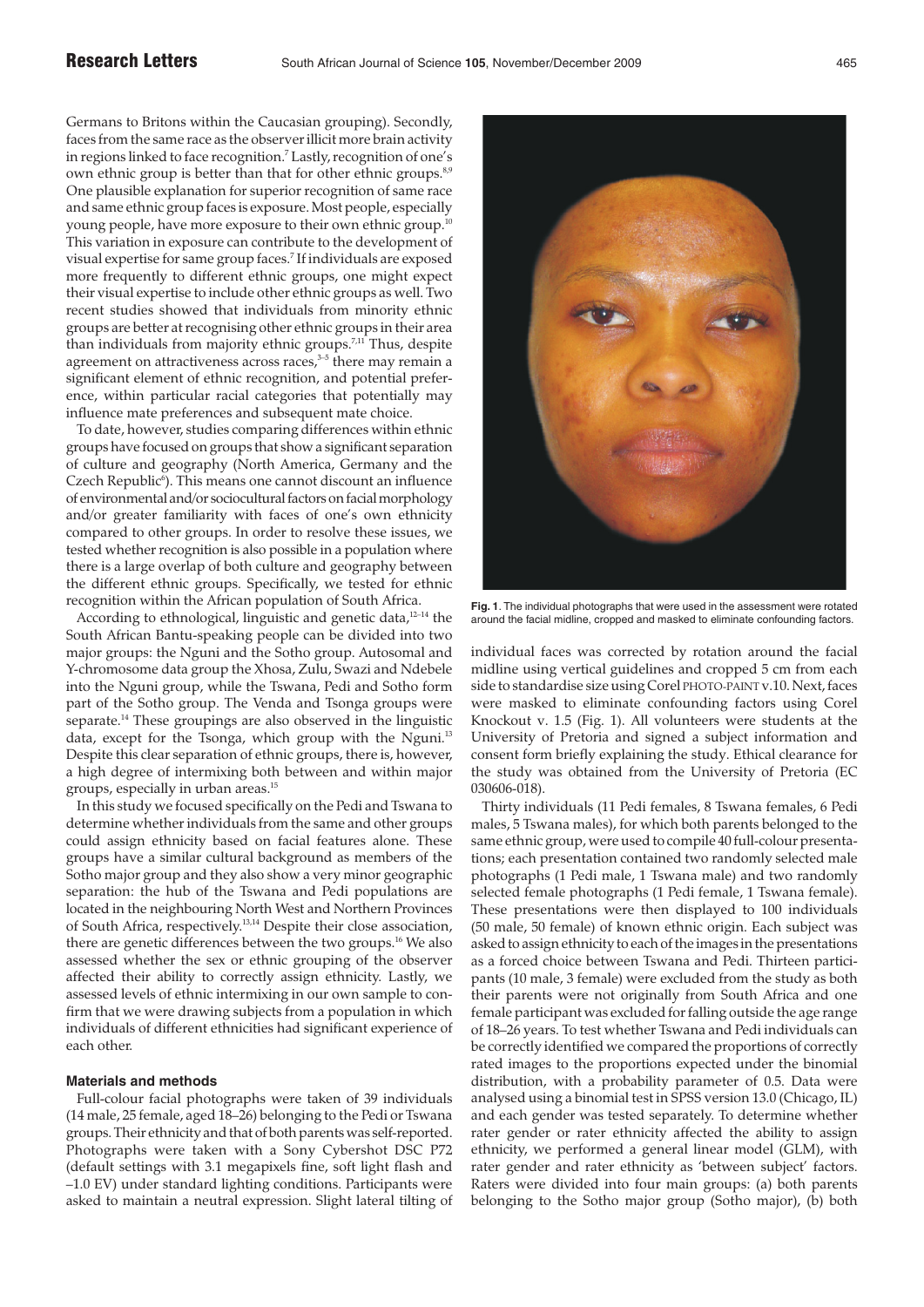Germans to Britons within the Caucasian grouping). Secondly, faces from the same race as the observer illicit more brain activity in regions linked to face recognition.[7] Lastly, recognition of one's own ethnic group is better than that for other ethnic groups.[8,9] One plausible explanation for superior recognition of same race and same ethnic group faces is exposure. Most people, especially young people, have more exposure to their own ethnic group.[10] This variation in exposure can contribute to the development of visual expertise for same group faces.[7] If individuals are exposed more frequently to different ethnic groups, one might expect their visual expertise to include other ethnic groups as well. Two recent studies showed that individuals from minority ethnic groups are better at recognising other ethnic groups in their area than individuals from majority ethnic groups.[7,11] Thus, despite agreement on attractiveness across races,[3–5] there may remain a significant element of ethnic recognition, and potential preference, within particular racial categories that potentially may influence mate preferences and subsequent mate choice.

To date, however, studies comparing differences within ethnic groups have focused on groups that show a significant separation of culture and geography (North America, Germany and the Czech Republic[6]). This means one cannot discount an influence of environmental and/or sociocultural factors on facial morphology and/or greater familiarity with faces of one's own ethnicity compared to other groups. In order to resolve these issues, we tested whether recognition is also possible in a population where there is a large overlap of both culture and geography between the different ethnic groups. Specifically, we tested for ethnic recognition within the African population of South Africa.

According to ethnological, linguistic and genetic data,[12–14] the South African Bantu-speaking people can be divided into two major groups: the Nguni and the Sotho group. Autosomal and Y-chromosome data group the Xhosa, Zulu, Swazi and Ndebele into the Nguni group, while the Tswana, Pedi and Sotho form part of the Sotho group. The Venda and Tsonga groups were separate.[14] These groupings are also observed in the linguistic data, except for the Tsonga, which group with the Nguni.[13] Despite this clear separation of ethnic groups, there is, however, a high degree of intermixing both between and within major groups, especially in urban areas.[15]

In this study we focused specifically on the Pedi and Tswana to determine whether individuals from the same and other groups could assign ethnicity based on facial features alone. These groups have a similar cultural background as members of the Sotho major group and they also show a very minor geographic separation: the hub of the Tswana and Pedi populations are located in the neighbouring North West and Northern Provinces of South Africa, respectively.[13,14] Despite their close association, there are genetic differences between the two groups.[16] We also assessed whether the sex or ethnic grouping of the observer affected their ability to correctly assign ethnicity. Lastly, we assessed levels of ethnic intermixing in our own sample to confirm that we were drawing subjects from a population in which individuals of different ethnicities had significant experience of each other.

### Materials and methods

Full-colour facial photographs were taken of 39 individuals (14 male, 25 female, aged 18–26) belonging to the Pedi or Tswana groups. Their ethnicity and that of both parents was self-reported. Photographs were taken with a Sony Cybershot DSC P72 (default settings with 3.1 megapixels fine, soft light flash and –1.0 EV) under standard lighting conditions. Participants were asked to maintain a neutral expression. Slight lateral tilting of individual faces was corrected by rotation around the facial midline using vertical guidelines and cropped 5 cm from each side to standardise size using Corel PHOTO-PAINT v.10. Next, faces were masked to eliminate confounding factors using Corel Knockout v. 1.5 (Fig. 1). All volunteers were students at the University of Pretoria and signed a subject information and consent form briefly explaining the study. Ethical clearance for the study was obtained from the University of Pretoria (EC 030606-018).

**Fig. 1**. The individual photographs that were used in the assessment were rotated around the facial midline, cropped and masked to eliminate confounding factors.

Thirty individuals (11 Pedi females, 8 Tswana females, 6 Pedi males, 5 Tswana males), for which both parents belonged to the same ethnic group, were used to compile 40 full-colour presentations; each presentation contained two randomly selected male photographs (1 Pedi male, 1 Tswana male) and two randomly selected female photographs (1 Pedi female, 1 Tswana female). These presentations were then displayed to 100 individuals (50 male, 50 female) of known ethnic origin. Each subject was asked to assign ethnicity to each of the images in the presentations as a forced choice between Tswana and Pedi. Thirteen participants (10 male, 3 female) were excluded from the study as both their parents were not originally from South Africa and one female participant was excluded for falling outside the age range of 18–26 years. To test whether Tswana and Pedi individuals can be correctly identified we compared the proportions of correctly rated images to the proportions expected under the binomial distribution, with a probability parameter of 0.5. Data were analysed using a binomial test in SPSS version 13.0 (Chicago, IL) and each gender was tested separately. To determine whether rater gender or rater ethnicity affected the ability to assign ethnicity, we performed a general linear model (GLM), with rater gender and rater ethnicity as 'between subject' factors. Raters were divided into four main groups: (a) both parents belonging to the Sotho major group (Sotho major), (b) both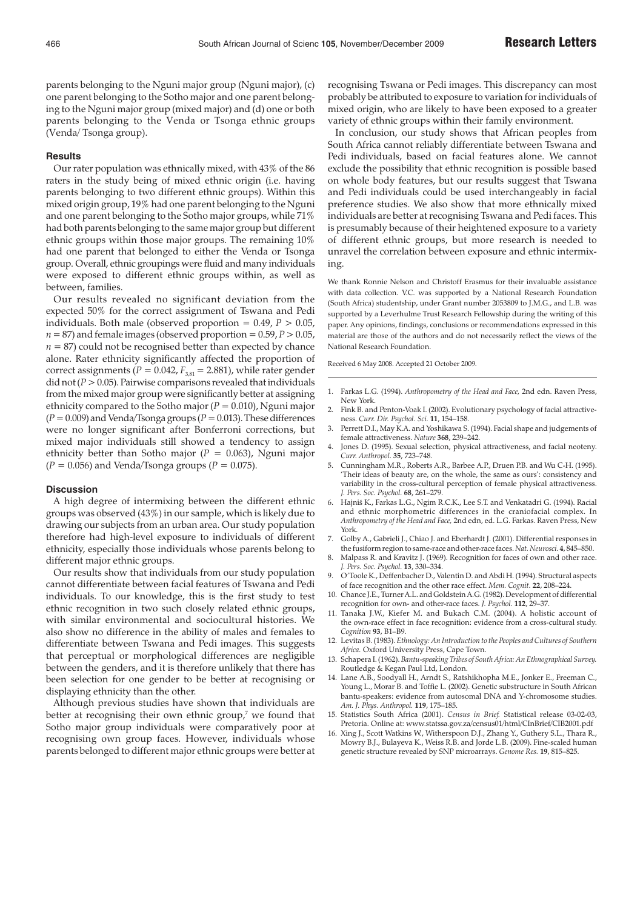parents belonging to the Nguni major group (Nguni major), (c) one parent belonging to the Sotho major and one parent belonging to the Nguni major group (mixed major) and (d) one or both parents belonging to the Venda or Tsonga ethnic groups (Venda/ Tsonga group).

### Results

Our rater population was ethnically mixed, with 43% of the 86 raters in the study being of mixed ethnic origin (i.e. having parents belonging to two different ethnic groups). Within this mixed origin group, 19% had one parent belonging to the Nguni and one parent belonging to the Sotho major groups, while 71% had both parents belonging to the same major group but different ethnic groups within those major groups. The remaining 10% had one parent that belonged to either the Venda or Tsonga group. Overall, ethnic groupings were fluid and many individuals were exposed to different ethnic groups within, as well as between, families.

Our results revealed no significant deviation from the expected 50% for the correct assignment of Tswana and Pedi individuals. Both male (observed proportion = 0.49, $P > 0.05$, $n = 87$) and female images (observed proportion = 0.59, $P > 0.05$, $n = 87$) could not be recognised better than expected by chance alone. Rater ethnicity significantly affected the proportion of correct assignments ($P = 0.042$, $F_{3,81} = 2.881$), while rater gender did not ($P > 0.05$). Pairwise comparisons revealed that individuals from the mixed major group were significantly better at assigning ethnicity compared to the Sotho major ($P = 0.010$), Nguni major ($P = 0.009$) and Venda/Tsonga groups ($P = 0.013$). These differences were no longer significant after Bonferroni corrections, but mixed major individuals still showed a tendency to assign ethnicity better than Sotho major ($P = 0.063$), Nguni major ($P = 0.056$) and Venda/Tsonga groups ($P = 0.075$).

### Discussion

A high degree of intermixing between the different ethnic groups was observed (43%) in our sample, which is likely due to drawing our subjects from an urban area. Our study population therefore had high-level exposure to individuals of different ethnicity, especially those individuals whose parents belong to different major ethnic groups.

Our results show that individuals from our study population cannot differentiate between facial features of Tswana and Pedi individuals. To our knowledge, this is the first study to test ethnic recognition in two such closely related ethnic groups, with similar environmental and sociocultural histories. We also show no difference in the ability of males and females to differentiate between Tswana and Pedi images. This suggests that perceptual or morphological differences are negligible between the genders, and it is therefore unlikely that there has been selection for one gender to be better at recognising or displaying ethnicity than the other.

Although previous studies have shown that individuals are better at recognising their own ethnic group,[7] we found that Sotho major group individuals were comparatively poor at recognising own group faces. However, individuals whose parents belonged to different major ethnic groups were better at recognising Tswana or Pedi images. This discrepancy can most probably be attributed to exposure to variation for individuals of mixed origin, who are likely to have been exposed to a greater variety of ethnic groups within their family environment.

In conclusion, our study shows that African peoples from South Africa cannot reliably differentiate between Tswana and Pedi individuals, based on facial features alone. We cannot exclude the possibility that ethnic recognition is possible based on whole body features, but our results suggest that Tswana and Pedi individuals could be used interchangeably in facial preference studies. We also show that more ethnically mixed individuals are better at recognising Tswana and Pedi faces. This is presumably because of their heightened exposure to a variety of different ethnic groups, but more research is needed to unravel the correlation between exposure and ethnic intermixing.

We thank Ronnie Nelson and Christoff Erasmus for their invaluable assistance with data collection. V.C. was supported by a National Research Foundation (South Africa) studentship, under Grant number 2053809 to J.M.G., and L.B. was supported by a Leverhulme Trust Research Fellowship during the writing of this paper. Any opinions, findings, conclusions or recommendations expressed in this material are those of the authors and do not necessarily reflect the views of the National Research Foundation.

Received 6 May 2008. Accepted 21 October 2009.

1. Farkas L.G. (1994). *Anthropometry of the Head and Face,* 2nd edn. Raven Press, New York.
2. Fink B. and Penton-Voak I. (2002). Evolutionary psychology of facial attractiveness. *Curr. Dir. Psychol. Sci.* **11**, 154–158.
3. Perrett D.I., May K.A. and Yoshikawa S. (1994). Facial shape and judgements of female attractiveness. *Nature* **368**, 239–242.
4. Jones D. (1995). Sexual selection, physical attractiveness, and facial neoteny. *Curr. Anthropol.* **35**, 723–748.
5. Cunningham M.R., Roberts A.R., Barbee A.P., Druen P.B. and Wu C-H. (1995). 'Their ideas of beauty are, on the whole, the same as ours': consistency and variability in the cross-cultural perception of female physical attractiveness. *J. Pers. Soc. Psychol.* **68**, 261–279.
6. Hajniš K., Farkas L.G., Ngim R.C.K., Lee S.T. and Venkatadri G. (1994). Racial and ethnic morphometric differences in the craniofacial complex. In *Anthropometry of the Head and Face,* 2nd edn, ed. L.G. Farkas. Raven Press, New York.
7. Golby A., Gabrieli J., Chiao J. and Eberhardt J. (2001). Differential responses in the fusiform region to same-race and other-race faces. *Nat. Neurosci.* **4**, 845–850.
8. Malpass R. and Kravitz J. (1969). Recognition for faces of own and other race. *J. Pers. Soc. Psychol.* **13**, 330–334.
9. O'Toole K., Deffenbacher D., Valentin D. and Abdi H. (1994). Structural aspects of face recognition and the other race effect. *Mem. Cognit.* **22**, 208–224.
10. Chance J.E., Turner A.L. and Goldstein A.G. (1982). Development of differential recognition for own- and other-race faces. *J. Psychol.* **112**, 29–37.
11. Tanaka J.W., Kiefer M. and Bukach C.M. (2004). A holistic account of the own-race effect in face recognition: evidence from a cross-cultural study. *Cognition* **93**, B1–B9.
12. Levitas B. (1983). *Ethnology: An Introduction to the Peoples and Cultures of Southern Africa.* Oxford University Press, Cape Town.
13. Schapera I. (1962). *Bantu-speaking Tribes of South Africa: An Ethnographical Survey.* Routledge & Kegan Paul Ltd, London.
14. Lane A.B., Soodyall H., Arndt S., Ratshikhopha M.E., Jonker E., Freeman C., Young L., Morar B. and Toffie L. (2002). Genetic substructure in South African bantu-speakers: evidence from autosomal DNA and Y-chromosome studies. *Am. J. Phys. Anthropol.* **119**, 175–185.
15. Statistics South Africa (2001). *Census in Brief.* Statistical release 03-02-03, Pretoria. Online at: www.statssa.gov.za/census01/html/CInBrief/CIB2001.pdf
16. Xing J., Scott Watkins W., Witherspoon D.J., Zhang Y., Guthery S.L., Thara R., Mowry B.J., Bulayeva K., Weiss R.B. and Jorde L.B. (2009). Fine-scaled human genetic structure revealed by SNP microarrays. *Genome Res.* **19**, 815–825.